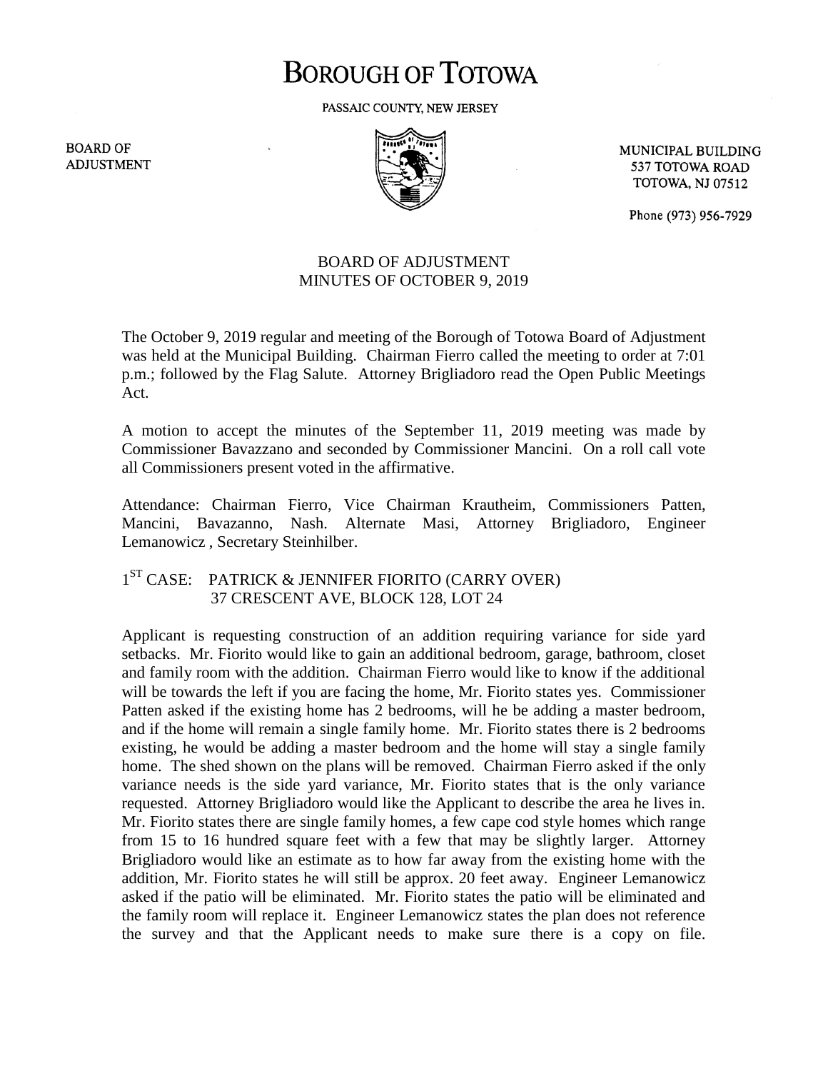# BOROUGH OF TOTOWA

PASSAIC COUNTY, NEW JERSEY

BOARD OF ADJUSTMENT

MUNICIPAL BUILDING
537 TOTOWA ROAD
TOTOWA, NJ 07512

Phone (973) 956-7929

## BOARD OF ADJUSTMENT
## MINUTES OF OCTOBER 9, 2019

The October 9, 2019 regular and meeting of the Borough of Totowa Board of Adjustment was held at the Municipal Building. Chairman Fierro called the meeting to order at 7:01 p.m.; followed by the Flag Salute. Attorney Brigliadoro read the Open Public Meetings Act.

A motion to accept the minutes of the September 11, 2019 meeting was made by Commissioner Bavazzano and seconded by Commissioner Mancini. On a roll call vote all Commissioners present voted in the affirmative.

Attendance: Chairman Fierro, Vice Chairman Krautheim, Commissioners Patten, Mancini, Bavazanno, Nash. Alternate Masi, Attorney Brigliadoro, Engineer Lemanowicz , Secretary Steinhilber.

### 1ST CASE: PATRICK & JENNIFER FIORITO (CARRY OVER)
### 37 CRESCENT AVE, BLOCK 128, LOT 24

Applicant is requesting construction of an addition requiring variance for side yard setbacks. Mr. Fiorito would like to gain an additional bedroom, garage, bathroom, closet and family room with the addition. Chairman Fierro would like to know if the additional will be towards the left if you are facing the home, Mr. Fiorito states yes. Commissioner Patten asked if the existing home has 2 bedrooms, will he be adding a master bedroom, and if the home will remain a single family home. Mr. Fiorito states there is 2 bedrooms existing, he would be adding a master bedroom and the home will stay a single family home. The shed shown on the plans will be removed. Chairman Fierro asked if the only variance needs is the side yard variance, Mr. Fiorito states that is the only variance requested. Attorney Brigliadoro would like the Applicant to describe the area he lives in. Mr. Fiorito states there are single family homes, a few cape cod style homes which range from 15 to 16 hundred square feet with a few that may be slightly larger. Attorney Brigliadoro would like an estimate as to how far away from the existing home with the addition, Mr. Fiorito states he will still be approx. 20 feet away. Engineer Lemanowicz asked if the patio will be eliminated. Mr. Fiorito states the patio will be eliminated and the family room will replace it. Engineer Lemanowicz states the plan does not reference the survey and that the Applicant needs to make sure there is a copy on file.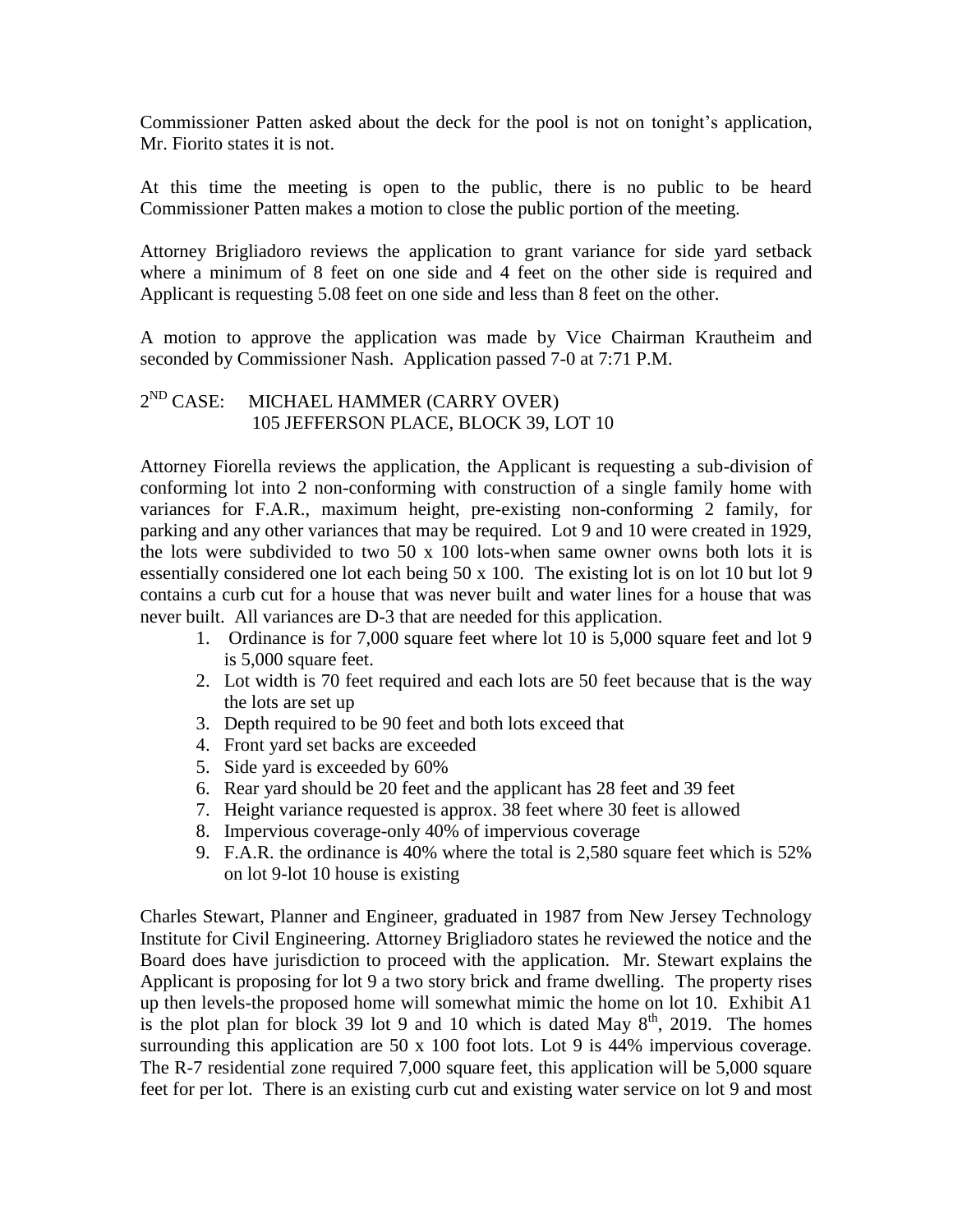Commissioner Patten asked about the deck for the pool is not on tonight's application, Mr. Fiorito states it is not.

At this time the meeting is open to the public, there is no public to be heard Commissioner Patten makes a motion to close the public portion of the meeting.

Attorney Brigliadoro reviews the application to grant variance for side yard setback where a minimum of 8 feet on one side and 4 feet on the other side is required and Applicant is requesting 5.08 feet on one side and less than 8 feet on the other.

A motion to approve the application was made by Vice Chairman Krautheim and seconded by Commissioner Nash. Application passed 7-0 at 7:71 P.M.

2ND CASE: MICHAEL HAMMER (CARRY OVER)
105 JEFFERSON PLACE, BLOCK 39, LOT 10

Attorney Fiorella reviews the application, the Applicant is requesting a sub-division of conforming lot into 2 non-conforming with construction of a single family home with variances for F.A.R., maximum height, pre-existing non-conforming 2 family, for parking and any other variances that may be required. Lot 9 and 10 were created in 1929, the lots were subdivided to two 50 x 100 lots-when same owner owns both lots it is essentially considered one lot each being 50 x 100. The existing lot is on lot 10 but lot 9 contains a curb cut for a house that was never built and water lines for a house that was never built. All variances are D-3 that are needed for this application.

1. Ordinance is for 7,000 square feet where lot 10 is 5,000 square feet and lot 9 is 5,000 square feet.
2. Lot width is 70 feet required and each lots are 50 feet because that is the way the lots are set up
3. Depth required to be 90 feet and both lots exceed that
4. Front yard set backs are exceeded
5. Side yard is exceeded by 60%
6. Rear yard should be 20 feet and the applicant has 28 feet and 39 feet
7. Height variance requested is approx. 38 feet where 30 feet is allowed
8. Impervious coverage-only 40% of impervious coverage
9. F.A.R. the ordinance is 40% where the total is 2,580 square feet which is 52% on lot 9-lot 10 house is existing

Charles Stewart, Planner and Engineer, graduated in 1987 from New Jersey Technology Institute for Civil Engineering. Attorney Brigliadoro states he reviewed the notice and the Board does have jurisdiction to proceed with the application. Mr. Stewart explains the Applicant is proposing for lot 9 a two story brick and frame dwelling. The property rises up then levels-the proposed home will somewhat mimic the home on lot 10. Exhibit A1 is the plot plan for block 39 lot 9 and 10 which is dated May 8th, 2019. The homes surrounding this application are 50 x 100 foot lots. Lot 9 is 44% impervious coverage. The R-7 residential zone required 7,000 square feet, this application will be 5,000 square feet for per lot. There is an existing curb cut and existing water service on lot 9 and most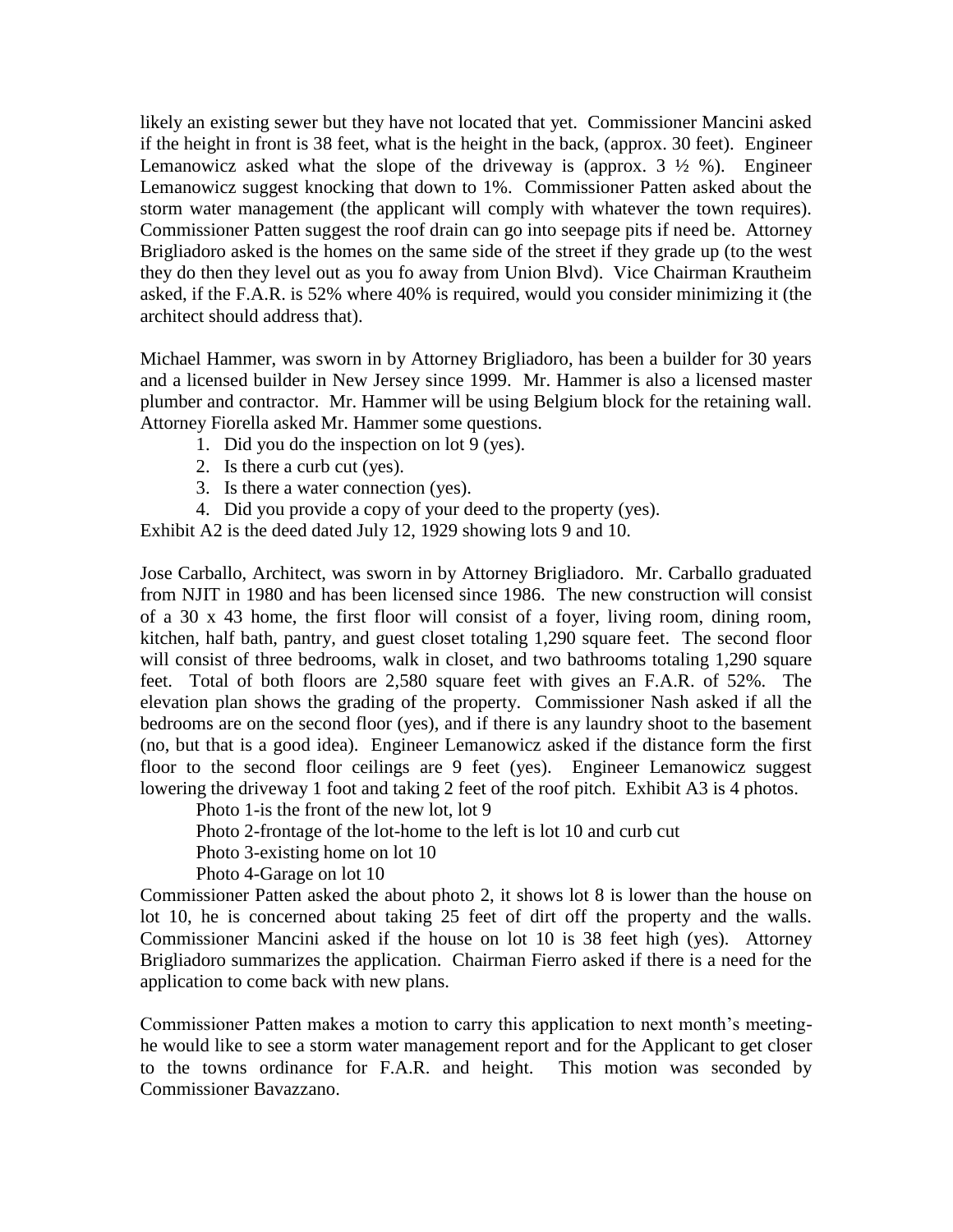likely an existing sewer but they have not located that yet. Commissioner Mancini asked if the height in front is 38 feet, what is the height in the back, (approx. 30 feet). Engineer Lemanowicz asked what the slope of the driveway is (approx. 3 ½ %). Engineer Lemanowicz suggest knocking that down to 1%. Commissioner Patten asked about the storm water management (the applicant will comply with whatever the town requires). Commissioner Patten suggest the roof drain can go into seepage pits if need be. Attorney Brigliadoro asked is the homes on the same side of the street if they grade up (to the west they do then they level out as you fo away from Union Blvd). Vice Chairman Krautheim asked, if the F.A.R. is 52% where 40% is required, would you consider minimizing it (the architect should address that).

Michael Hammer, was sworn in by Attorney Brigliadoro, has been a builder for 30 years and a licensed builder in New Jersey since 1999. Mr. Hammer is also a licensed master plumber and contractor. Mr. Hammer will be using Belgium block for the retaining wall. Attorney Fiorella asked Mr. Hammer some questions.

1. Did you do the inspection on lot 9 (yes).
2. Is there a curb cut (yes).
3. Is there a water connection (yes).
4. Did you provide a copy of your deed to the property (yes).

Exhibit A2 is the deed dated July 12, 1929 showing lots 9 and 10.

Jose Carballo, Architect, was sworn in by Attorney Brigliadoro. Mr. Carballo graduated from NJIT in 1980 and has been licensed since 1986. The new construction will consist of a 30 x 43 home, the first floor will consist of a foyer, living room, dining room, kitchen, half bath, pantry, and guest closet totaling 1,290 square feet. The second floor will consist of three bedrooms, walk in closet, and two bathrooms totaling 1,290 square feet. Total of both floors are 2,580 square feet with gives an F.A.R. of 52%. The elevation plan shows the grading of the property. Commissioner Nash asked if all the bedrooms are on the second floor (yes), and if there is any laundry shoot to the basement (no, but that is a good idea). Engineer Lemanowicz asked if the distance form the first floor to the second floor ceilings are 9 feet (yes). Engineer Lemanowicz suggest lowering the driveway 1 foot and taking 2 feet of the roof pitch. Exhibit A3 is 4 photos.

Photo 1-is the front of the new lot, lot 9
Photo 2-frontage of the lot-home to the left is lot 10 and curb cut
Photo 3-existing home on lot 10
Photo 4-Garage on lot 10

Commissioner Patten asked the about photo 2, it shows lot 8 is lower than the house on lot 10, he is concerned about taking 25 feet of dirt off the property and the walls. Commissioner Mancini asked if the house on lot 10 is 38 feet high (yes). Attorney Brigliadoro summarizes the application. Chairman Fierro asked if there is a need for the application to come back with new plans.

Commissioner Patten makes a motion to carry this application to next month's meeting-he would like to see a storm water management report and for the Applicant to get closer to the towns ordinance for F.A.R. and height. This motion was seconded by Commissioner Bavazzano.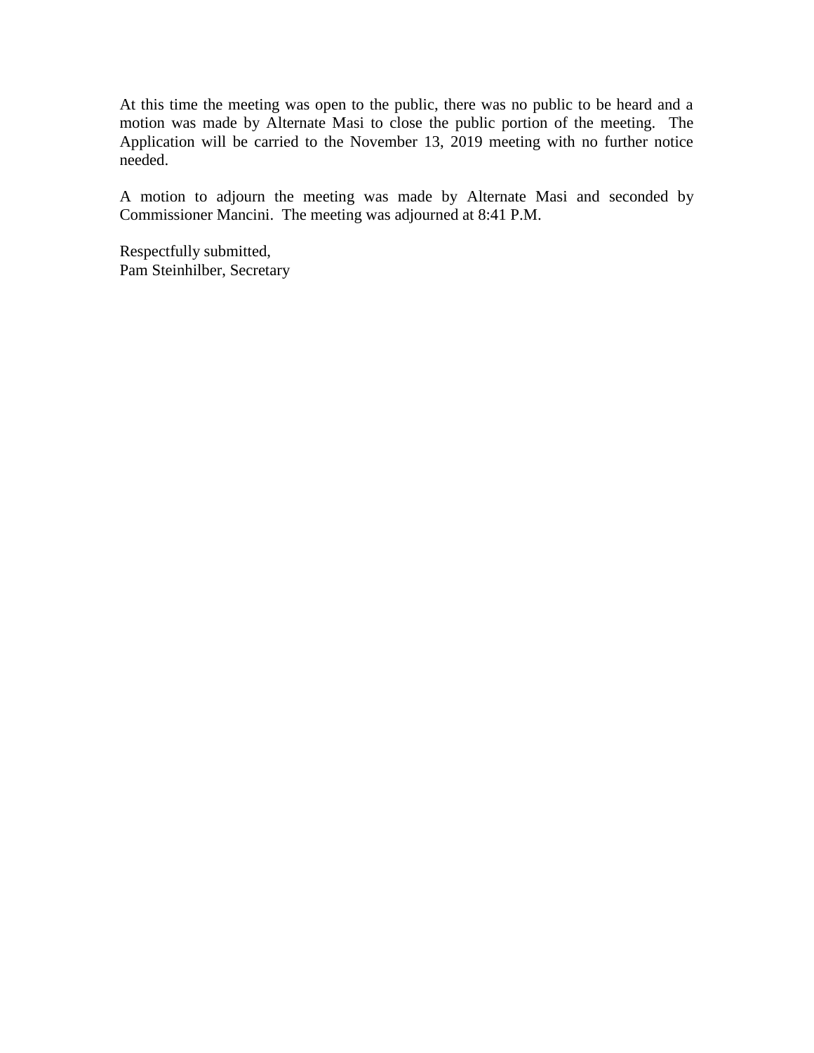At this time the meeting was open to the public, there was no public to be heard and a motion was made by Alternate Masi to close the public portion of the meeting. The Application will be carried to the November 13, 2019 meeting with no further notice needed.

A motion to adjourn the meeting was made by Alternate Masi and seconded by Commissioner Mancini. The meeting was adjourned at 8:41 P.M.

Respectfully submitted,
Pam Steinhilber, Secretary